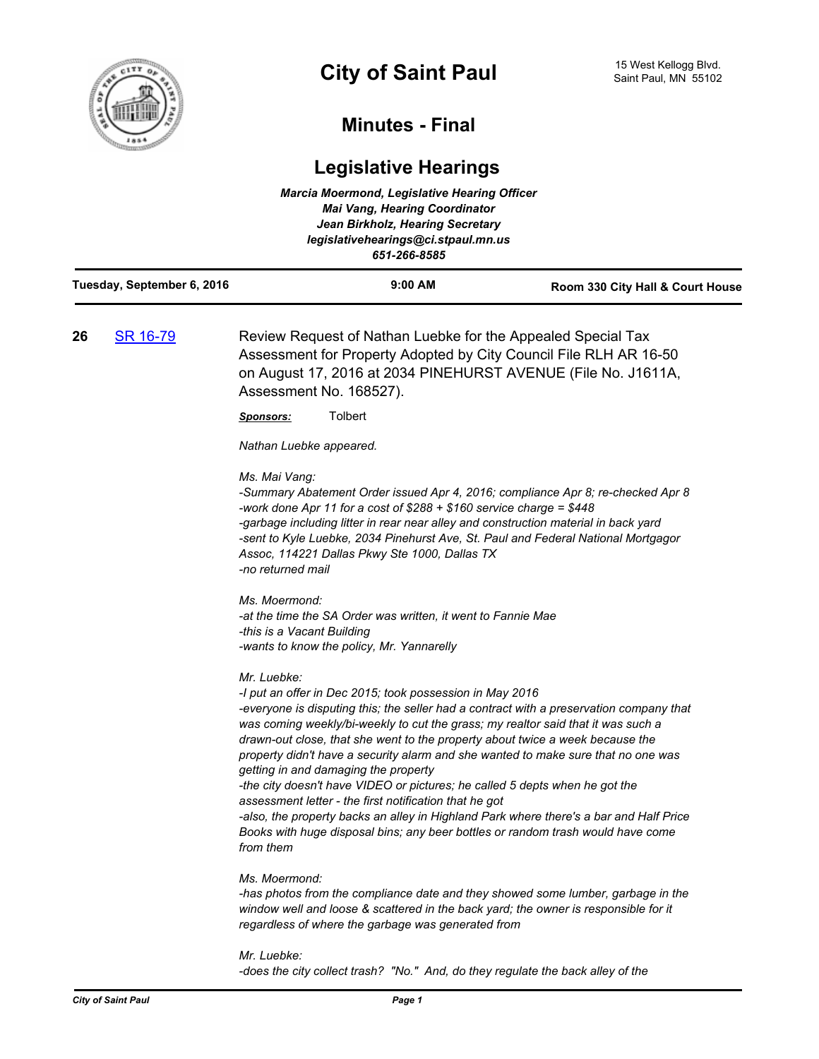# City of Saint Paul

15 West Kellogg Blvd.
Saint Paul, MN 55102

## Minutes - Final

## Legislative Hearings

*Marcia Moermond, Legislative Hearing Officer*
*Mai Vang, Hearing Coordinator*
*Jean Birkholz, Hearing Secretary*
*legislativehearings@ci.stpaul.mn.us*
*651-266-8585*

**Tuesday, September 6, 2016** | **9:00 AM** | **Room 330 City Hall & Court House**

---

**26** SR 16-79

Review Request of Nathan Luebke for the Appealed Special Tax Assessment for Property Adopted by City Council File RLH AR 16-50 on August 17, 2016 at 2034 PINEHURST AVENUE (File No. J1611A, Assessment No. 168527).

***Sponsors:*** Tolbert

*Nathan Luebke appeared.*

*Ms. Mai Vang:*
*-Summary Abatement Order issued Apr 4, 2016; compliance Apr 8; re-checked Apr 8*
*-work done Apr 11 for a cost of $288 + $160 service charge = $448*
*-garbage including litter in rear near alley and construction material in back yard*
*-sent to Kyle Luebke, 2034 Pinehurst Ave, St. Paul and Federal National Mortgagor Assoc, 114221 Dallas Pkwy Ste 1000, Dallas TX*
*-no returned mail*

*Ms. Moermond:*
*-at the time the SA Order was written, it went to Fannie Mae*
*-this is a Vacant Building*
*-wants to know the policy, Mr. Yannarelly*

*Mr. Luebke:*
*-I put an offer in Dec 2015; took possession in May 2016*
*-everyone is disputing this; the seller had a contract with a preservation company that was coming weekly/bi-weekly to cut the grass; my realtor said that it was such a drawn-out close, that she went to the property about twice a week because the property didn't have a security alarm and she wanted to make sure that no one was getting in and damaging the property*
*-the city doesn't have VIDEO or pictures; he called 5 depts when he got the assessment letter - the first notification that he got*
*-also, the property backs an alley in Highland Park where there's a bar and Half Price Books with huge disposal bins; any beer bottles or random trash would have come from them*

*Ms. Moermond:*
*-has photos from the compliance date and they showed some lumber, garbage in the window well and loose & scattered in the back yard; the owner is responsible for it regardless of where the garbage was generated from*

*Mr. Luebke:*
*-does the city collect trash? "No." And, do they regulate the back alley of the*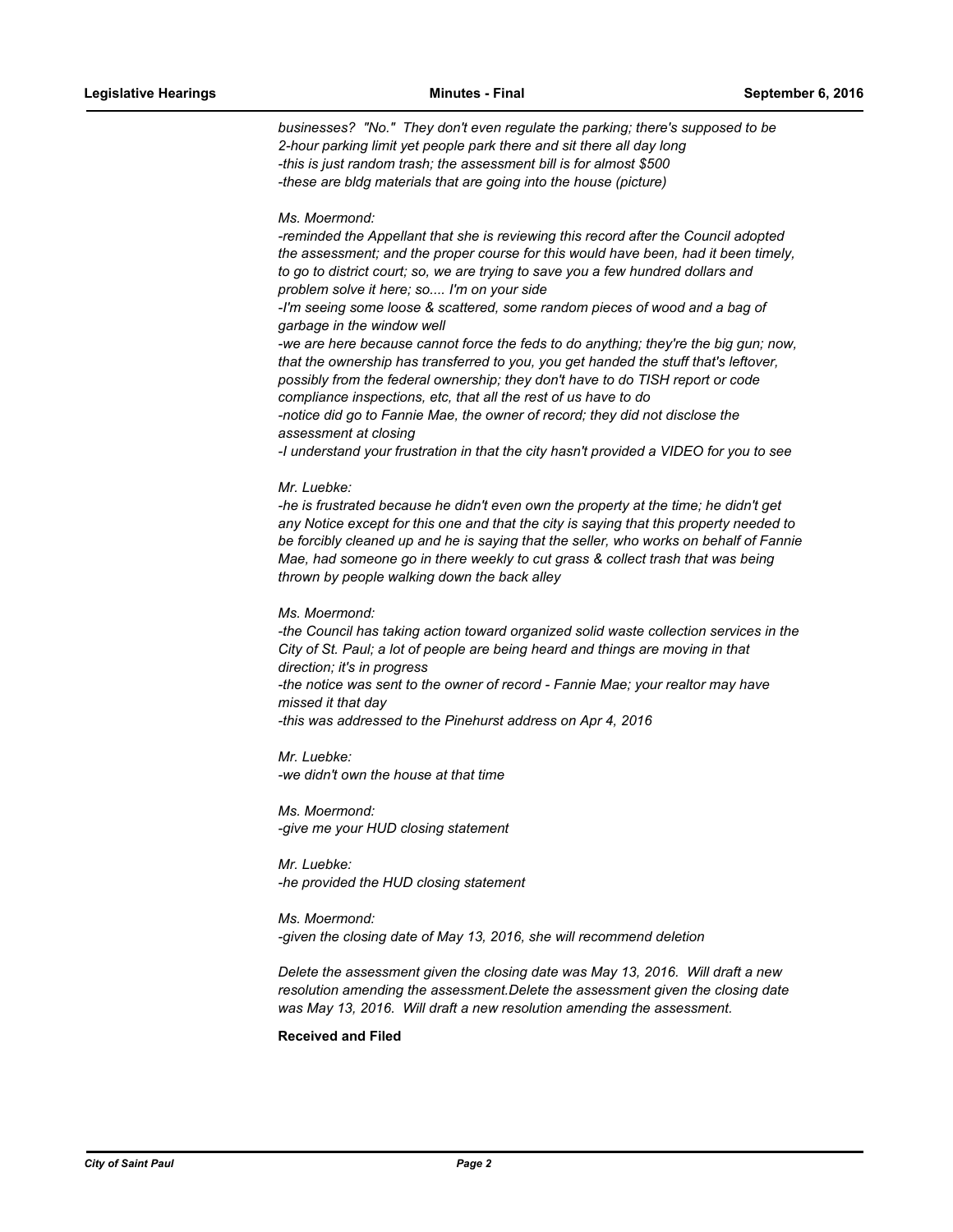*businesses? "No." They don't even regulate the parking; there's supposed to be 2-hour parking limit yet people park there and sit there all day long*
*-this is just random trash; the assessment bill is for almost $500*
*-these are bldg materials that are going into the house (picture)*

*Ms. Moermond:*
*-reminded the Appellant that she is reviewing this record after the Council adopted the assessment; and the proper course for this would have been, had it been timely, to go to district court; so, we are trying to save you a few hundred dollars and problem solve it here; so.... I'm on your side*
*-I'm seeing some loose & scattered, some random pieces of wood and a bag of garbage in the window well*
*-we are here because cannot force the feds to do anything; they're the big gun; now, that the ownership has transferred to you, you get handed the stuff that's leftover, possibly from the federal ownership; they don't have to do TISH report or code compliance inspections, etc, that all the rest of us have to do*
*-notice did go to Fannie Mae, the owner of record; they did not disclose the assessment at closing*
*-I understand your frustration in that the city hasn't provided a VIDEO for you to see*

*Mr. Luebke:*
*-he is frustrated because he didn't even own the property at the time; he didn't get any Notice except for this one and that the city is saying that this property needed to be forcibly cleaned up and he is saying that the seller, who works on behalf of Fannie Mae, had someone go in there weekly to cut grass & collect trash that was being thrown by people walking down the back alley*

*Ms. Moermond:*
*-the Council has taking action toward organized solid waste collection services in the City of St. Paul; a lot of people are being heard and things are moving in that direction; it's in progress*
*-the notice was sent to the owner of record - Fannie Mae; your realtor may have missed it that day*
*-this was addressed to the Pinehurst address on Apr 4, 2016*

*Mr. Luebke:*
*-we didn't own the house at that time*

*Ms. Moermond:*
*-give me your HUD closing statement*

*Mr. Luebke:*
*-he provided the HUD closing statement*

*Ms. Moermond:*
*-given the closing date of May 13, 2016, she will recommend deletion*

*Delete the assessment given the closing date was May 13, 2016. Will draft a new resolution amending the assessment.Delete the assessment given the closing date was May 13, 2016. Will draft a new resolution amending the assessment.*

**Received and Filed**